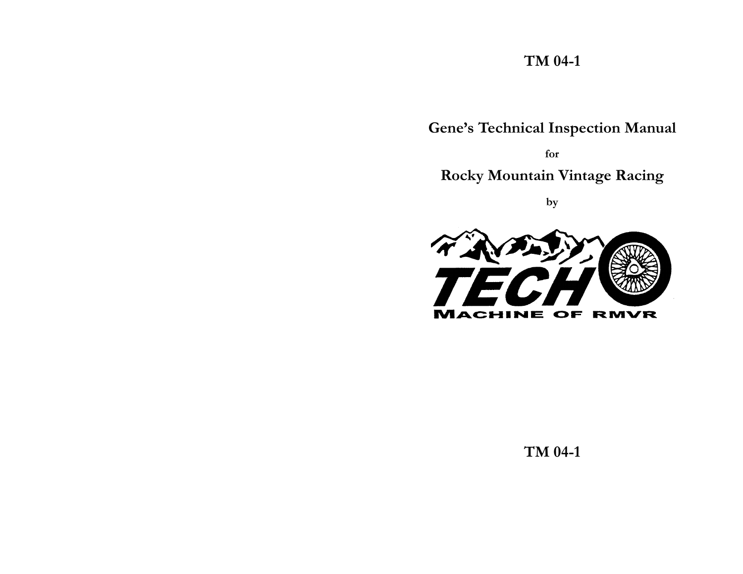TM 04-1

# Gene's Technical Inspection Manual

for

# Rocky Mountain Vintage Racing

by

TECH

MACHINE OF RMVR

TM 04-1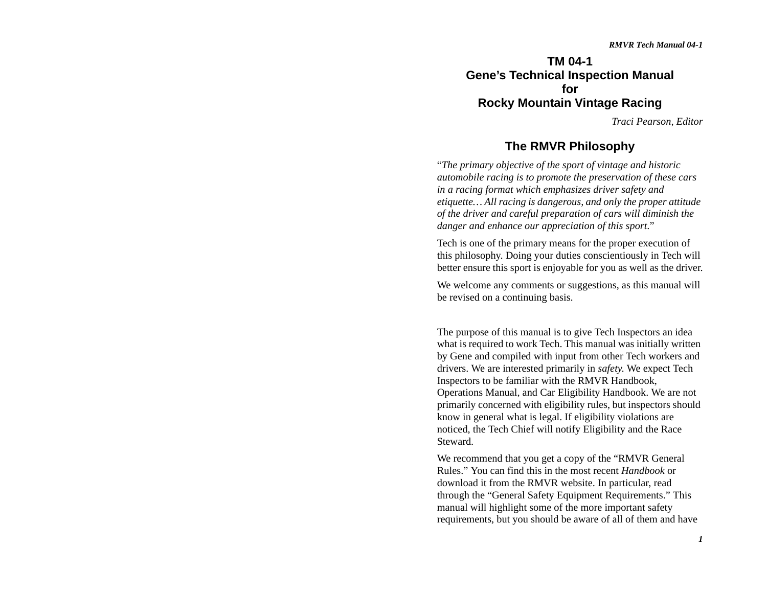# TM 04-1
# Gene's Technical Inspection Manual
# for
# Rocky Mountain Vintage Racing

*Traci Pearson, Editor*

## The RMVR Philosophy

"*The primary objective of the sport of vintage and historic automobile racing is to promote the preservation of these cars in a racing format which emphasizes driver safety and etiquette… All racing is dangerous, and only the proper attitude of the driver and careful preparation of cars will diminish the danger and enhance our appreciation of this sport.*"

Tech is one of the primary means for the proper execution of this philosophy. Doing your duties conscientiously in Tech will better ensure this sport is enjoyable for you as well as the driver.

We welcome any comments or suggestions, as this manual will be revised on a continuing basis.

The purpose of this manual is to give Tech Inspectors an idea what is required to work Tech. This manual was initially written by Gene and compiled with input from other Tech workers and drivers. We are interested primarily in *safety.* We expect Tech Inspectors to be familiar with the RMVR Handbook, Operations Manual, and Car Eligibility Handbook. We are not primarily concerned with eligibility rules, but inspectors should know in general what is legal. If eligibility violations are noticed, the Tech Chief will notify Eligibility and the Race Steward.

We recommend that you get a copy of the "RMVR General Rules." You can find this in the most recent *Handbook* or download it from the RMVR website. In particular, read through the "General Safety Equipment Requirements." This manual will highlight some of the more important safety requirements, but you should be aware of all of them and have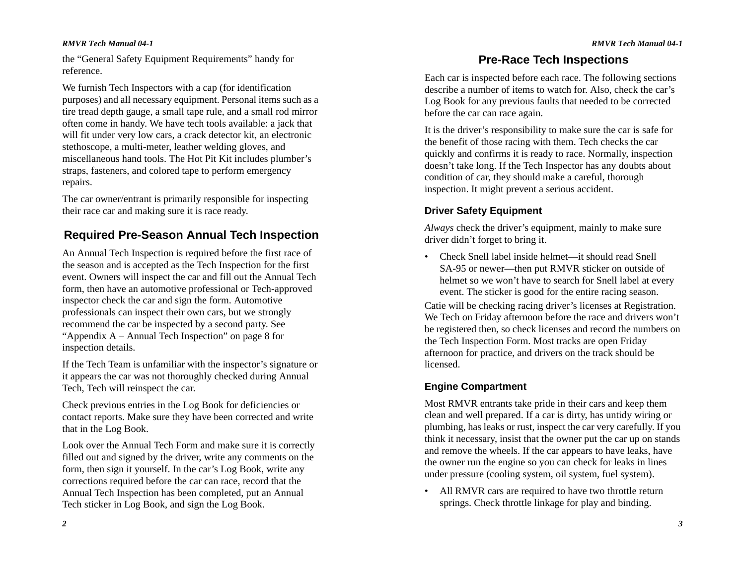the “General Safety Equipment Requirements” handy for reference.

We furnish Tech Inspectors with a cap (for identification purposes) and all necessary equipment. Personal items such as a tire tread depth gauge, a small tape rule, and a small rod mirror often come in handy. We have tech tools available: a jack that will fit under very low cars, a crack detector kit, an electronic stethoscope, a multi-meter, leather welding gloves, and miscellaneous hand tools. The Hot Pit Kit includes plumber’s straps, fasteners, and colored tape to perform emergency repairs.

The car owner/entrant is primarily responsible for inspecting their race car and making sure it is race ready.

## Required Pre-Season Annual Tech Inspection

An Annual Tech Inspection is required before the first race of the season and is accepted as the Tech Inspection for the first event. Owners will inspect the car and fill out the Annual Tech form, then have an automotive professional or Tech-approved inspector check the car and sign the form. Automotive professionals can inspect their own cars, but we strongly recommend the car be inspected by a second party. See “Appendix A – Annual Tech Inspection” on page 8 for inspection details.

If the Tech Team is unfamiliar with the inspector’s signature or it appears the car was not thoroughly checked during Annual Tech, Tech will reinspect the car.

Check previous entries in the Log Book for deficiencies or contact reports. Make sure they have been corrected and write that in the Log Book.

Look over the Annual Tech Form and make sure it is correctly filled out and signed by the driver, write any comments on the form, then sign it yourself. In the car’s Log Book, write any corrections required before the car can race, record that the Annual Tech Inspection has been completed, put an Annual Tech sticker in Log Book, and sign the Log Book.

## Pre-Race Tech Inspections

Each car is inspected before each race. The following sections describe a number of items to watch for. Also, check the car’s Log Book for any previous faults that needed to be corrected before the car can race again.

It is the driver’s responsibility to make sure the car is safe for the benefit of those racing with them. Tech checks the car quickly and confirms it is ready to race. Normally, inspection doesn’t take long. If the Tech Inspector has any doubts about condition of car, they should make a careful, thorough inspection. It might prevent a serious accident.

### Driver Safety Equipment

*Always* check the driver’s equipment, mainly to make sure driver didn’t forget to bring it.

- Check Snell label inside helmet—it should read Snell SA-95 or newer—then put RMVR sticker on outside of helmet so we won’t have to search for Snell label at every event. The sticker is good for the entire racing season.

Catie will be checking racing driver’s licenses at Registration. We Tech on Friday afternoon before the race and drivers won’t be registered then, so check licenses and record the numbers on the Tech Inspection Form. Most tracks are open Friday afternoon for practice, and drivers on the track should be licensed.

### Engine Compartment

Most RMVR entrants take pride in their cars and keep them clean and well prepared. If a car is dirty, has untidy wiring or plumbing, has leaks or rust, inspect the car very carefully. If you think it necessary, insist that the owner put the car up on stands and remove the wheels. If the car appears to have leaks, have the owner run the engine so you can check for leaks in lines under pressure (cooling system, oil system, fuel system).

- All RMVR cars are required to have two throttle return springs. Check throttle linkage for play and binding.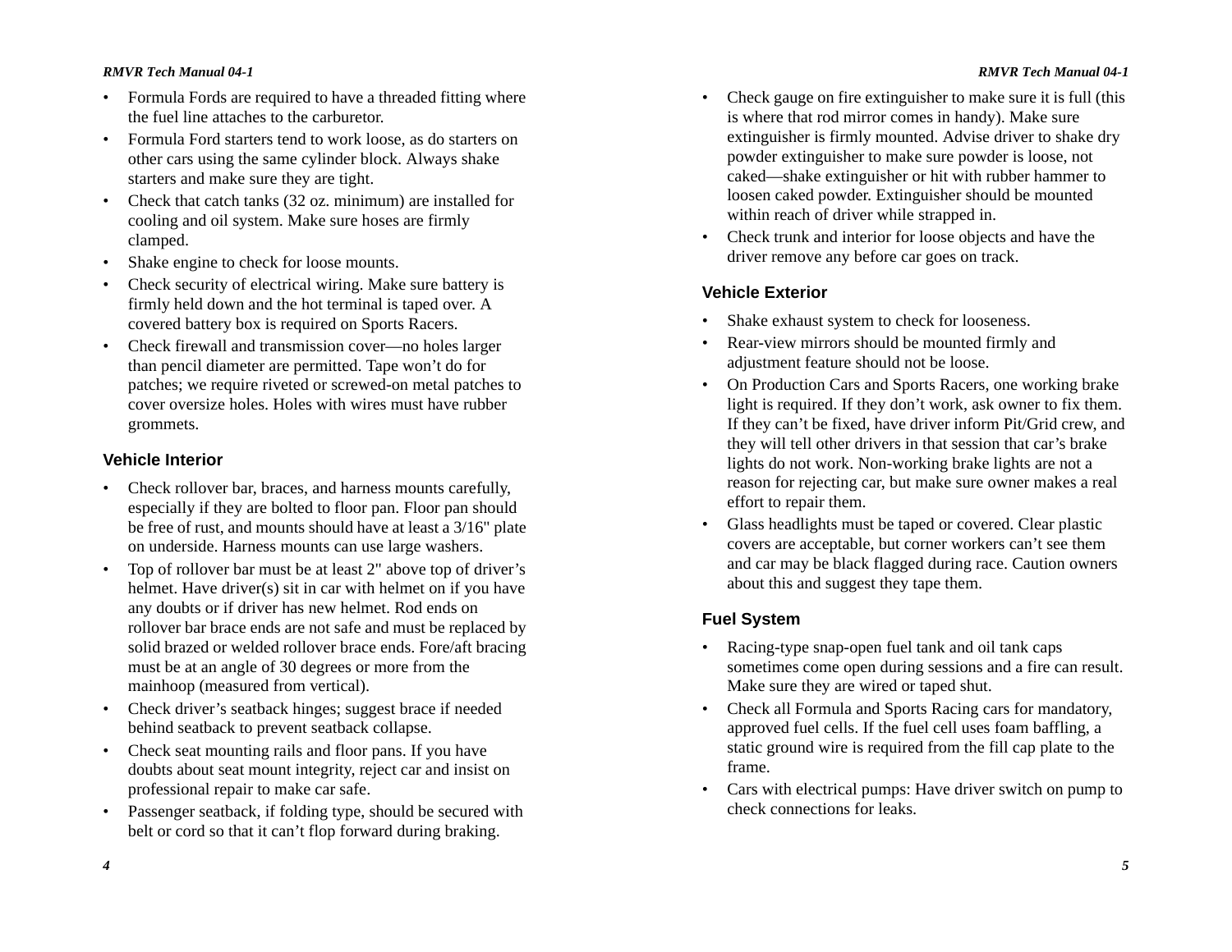- Formula Fords are required to have a threaded fitting where the fuel line attaches to the carburetor.
- Formula Ford starters tend to work loose, as do starters on other cars using the same cylinder block. Always shake starters and make sure they are tight.
- Check that catch tanks (32 oz. minimum) are installed for cooling and oil system. Make sure hoses are firmly clamped.
- Shake engine to check for loose mounts.
- Check security of electrical wiring. Make sure battery is firmly held down and the hot terminal is taped over. A covered battery box is required on Sports Racers.
- Check firewall and transmission cover—no holes larger than pencil diameter are permitted. Tape won't do for patches; we require riveted or screwed-on metal patches to cover oversize holes. Holes with wires must have rubber grommets.

### Vehicle Interior

- Check rollover bar, braces, and harness mounts carefully, especially if they are bolted to floor pan. Floor pan should be free of rust, and mounts should have at least a 3/16" plate on underside. Harness mounts can use large washers.
- Top of rollover bar must be at least 2" above top of driver's helmet. Have driver(s) sit in car with helmet on if you have any doubts or if driver has new helmet. Rod ends on rollover bar brace ends are not safe and must be replaced by solid brazed or welded rollover brace ends. Fore/aft bracing must be at an angle of 30 degrees or more from the mainhoop (measured from vertical).
- Check driver's seatback hinges; suggest brace if needed behind seatback to prevent seatback collapse.
- Check seat mounting rails and floor pans. If you have doubts about seat mount integrity, reject car and insist on professional repair to make car safe.
- Passenger seatback, if folding type, should be secured with belt or cord so that it can't flop forward during braking.
- Check gauge on fire extinguisher to make sure it is full (this is where that rod mirror comes in handy). Make sure extinguisher is firmly mounted. Advise driver to shake dry powder extinguisher to make sure powder is loose, not caked—shake extinguisher or hit with rubber hammer to loosen caked powder. Extinguisher should be mounted within reach of driver while strapped in.
- Check trunk and interior for loose objects and have the driver remove any before car goes on track.

### Vehicle Exterior

- Shake exhaust system to check for looseness.
- Rear-view mirrors should be mounted firmly and adjustment feature should not be loose.
- On Production Cars and Sports Racers, one working brake light is required. If they don't work, ask owner to fix them. If they can't be fixed, have driver inform Pit/Grid crew, and they will tell other drivers in that session that car's brake lights do not work. Non-working brake lights are not a reason for rejecting car, but make sure owner makes a real effort to repair them.
- Glass headlights must be taped or covered. Clear plastic covers are acceptable, but corner workers can't see them and car may be black flagged during race. Caution owners about this and suggest they tape them.

### Fuel System

- Racing-type snap-open fuel tank and oil tank caps sometimes come open during sessions and a fire can result. Make sure they are wired or taped shut.
- Check all Formula and Sports Racing cars for mandatory, approved fuel cells. If the fuel cell uses foam baffling, a static ground wire is required from the fill cap plate to the frame.
- Cars with electrical pumps: Have driver switch on pump to check connections for leaks.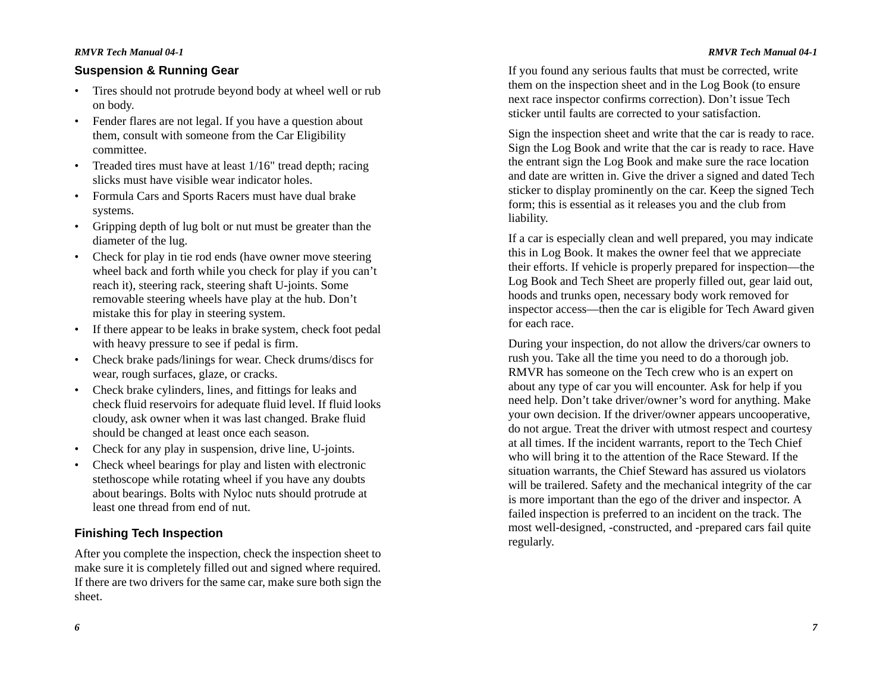## Suspension & Running Gear

- Tires should not protrude beyond body at wheel well or rub on body.
- Fender flares are not legal. If you have a question about them, consult with someone from the Car Eligibility committee.
- Treaded tires must have at least 1/16" tread depth; racing slicks must have visible wear indicator holes.
- Formula Cars and Sports Racers must have dual brake systems.
- Gripping depth of lug bolt or nut must be greater than the diameter of the lug.
- Check for play in tie rod ends (have owner move steering wheel back and forth while you check for play if you can't reach it), steering rack, steering shaft U-joints. Some removable steering wheels have play at the hub. Don't mistake this for play in steering system.
- If there appear to be leaks in brake system, check foot pedal with heavy pressure to see if pedal is firm.
- Check brake pads/linings for wear. Check drums/discs for wear, rough surfaces, glaze, or cracks.
- Check brake cylinders, lines, and fittings for leaks and check fluid reservoirs for adequate fluid level. If fluid looks cloudy, ask owner when it was last changed. Brake fluid should be changed at least once each season.
- Check for any play in suspension, drive line, U-joints.
- Check wheel bearings for play and listen with electronic stethoscope while rotating wheel if you have any doubts about bearings. Bolts with Nyloc nuts should protrude at least one thread from end of nut.

## Finishing Tech Inspection

After you complete the inspection, check the inspection sheet to make sure it is completely filled out and signed where required. If there are two drivers for the same car, make sure both sign the sheet.

If you found any serious faults that must be corrected, write them on the inspection sheet and in the Log Book (to ensure next race inspector confirms correction). Don't issue Tech sticker until faults are corrected to your satisfaction.

Sign the inspection sheet and write that the car is ready to race. Sign the Log Book and write that the car is ready to race. Have the entrant sign the Log Book and make sure the race location and date are written in. Give the driver a signed and dated Tech sticker to display prominently on the car. Keep the signed Tech form; this is essential as it releases you and the club from liability.

If a car is especially clean and well prepared, you may indicate this in Log Book. It makes the owner feel that we appreciate their efforts. If vehicle is properly prepared for inspection—the Log Book and Tech Sheet are properly filled out, gear laid out, hoods and trunks open, necessary body work removed for inspector access—then the car is eligible for Tech Award given for each race.

During your inspection, do not allow the drivers/car owners to rush you. Take all the time you need to do a thorough job. RMVR has someone on the Tech crew who is an expert on about any type of car you will encounter. Ask for help if you need help. Don't take driver/owner's word for anything. Make your own decision. If the driver/owner appears uncooperative, do not argue. Treat the driver with utmost respect and courtesy at all times. If the incident warrants, report to the Tech Chief who will bring it to the attention of the Race Steward. If the situation warrants, the Chief Steward has assured us violators will be trailered. Safety and the mechanical integrity of the car is more important than the ego of the driver and inspector. A failed inspection is preferred to an incident on the track. The most well-designed, -constructed, and -prepared cars fail quite regularly.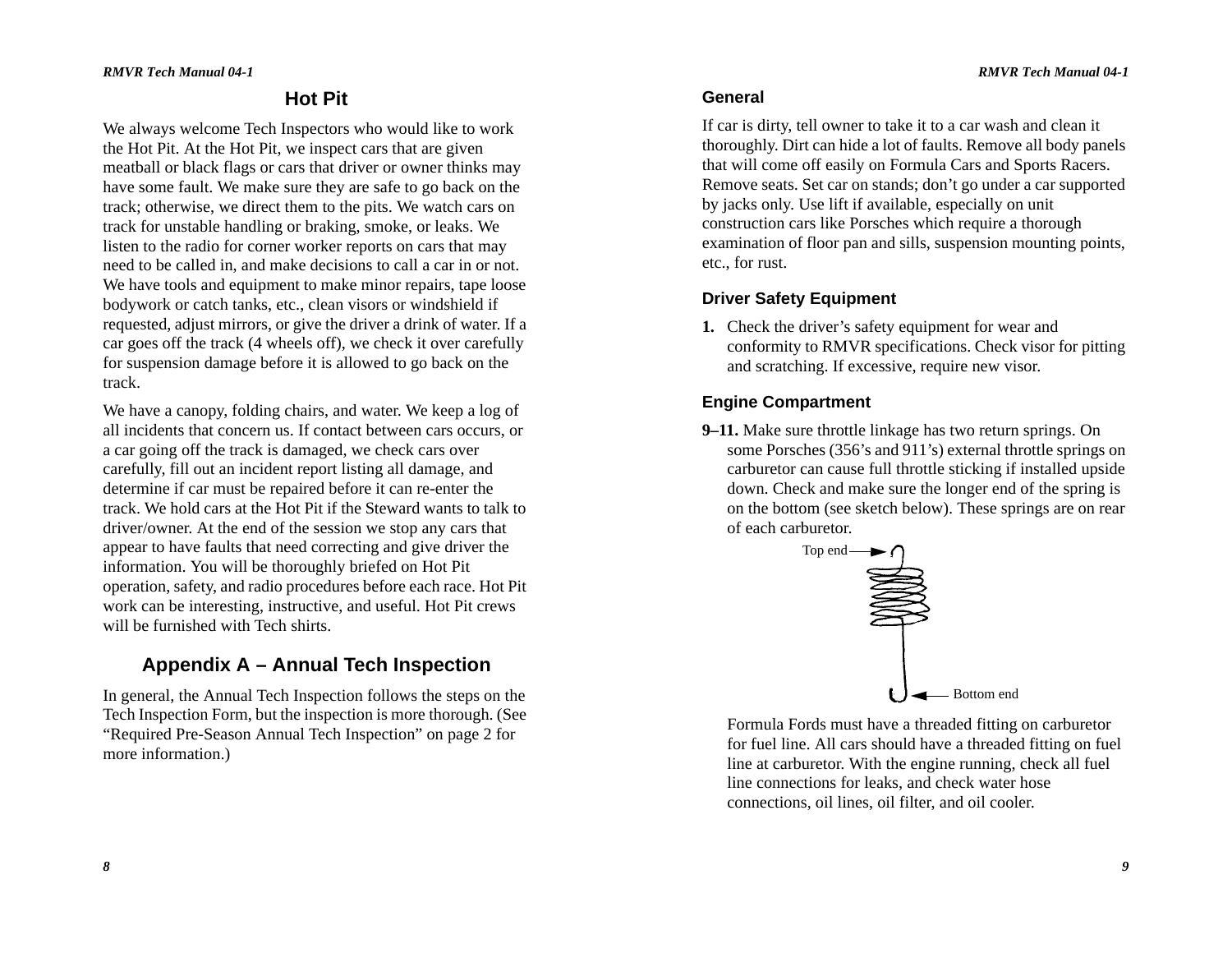## Hot Pit

We always welcome Tech Inspectors who would like to work the Hot Pit. At the Hot Pit, we inspect cars that are given meatball or black flags or cars that driver or owner thinks may have some fault. We make sure they are safe to go back on the track; otherwise, we direct them to the pits. We watch cars on track for unstable handling or braking, smoke, or leaks. We listen to the radio for corner worker reports on cars that may need to be called in, and make decisions to call a car in or not. We have tools and equipment to make minor repairs, tape loose bodywork or catch tanks, etc., clean visors or windshield if requested, adjust mirrors, or give the driver a drink of water. If a car goes off the track (4 wheels off), we check it over carefully for suspension damage before it is allowed to go back on the track.

We have a canopy, folding chairs, and water. We keep a log of all incidents that concern us. If contact between cars occurs, or a car going off the track is damaged, we check cars over carefully, fill out an incident report listing all damage, and determine if car must be repaired before it can re-enter the track. We hold cars at the Hot Pit if the Steward wants to talk to driver/owner. At the end of the session we stop any cars that appear to have faults that need correcting and give driver the information. You will be thoroughly briefed on Hot Pit operation, safety, and radio procedures before each race. Hot Pit work can be interesting, instructive, and useful. Hot Pit crews will be furnished with Tech shirts.

## Appendix A – Annual Tech Inspection

In general, the Annual Tech Inspection follows the steps on the Tech Inspection Form, but the inspection is more thorough. (See "Required Pre-Season Annual Tech Inspection" on page 2 for more information.)

### General

If car is dirty, tell owner to take it to a car wash and clean it thoroughly. Dirt can hide a lot of faults. Remove all body panels that will come off easily on Formula Cars and Sports Racers. Remove seats. Set car on stands; don't go under a car supported by jacks only. Use lift if available, especially on unit construction cars like Porsches which require a thorough examination of floor pan and sills, suspension mounting points, etc., for rust.

### Driver Safety Equipment

**1.** Check the driver's safety equipment for wear and conformity to RMVR specifications. Check visor for pitting and scratching. If excessive, require new visor.

### Engine Compartment

**9–11.** Make sure throttle linkage has two return springs. On some Porsches (356's and 911's) external throttle springs on carburetor can cause full throttle sticking if installed upside down. Check and make sure the longer end of the spring is on the bottom (see sketch below). These springs are on rear of each carburetor.

Top end

Bottom end

Formula Fords must have a threaded fitting on carburetor for fuel line. All cars should have a threaded fitting on fuel line at carburetor. With the engine running, check all fuel line connections for leaks, and check water hose connections, oil lines, oil filter, and oil cooler.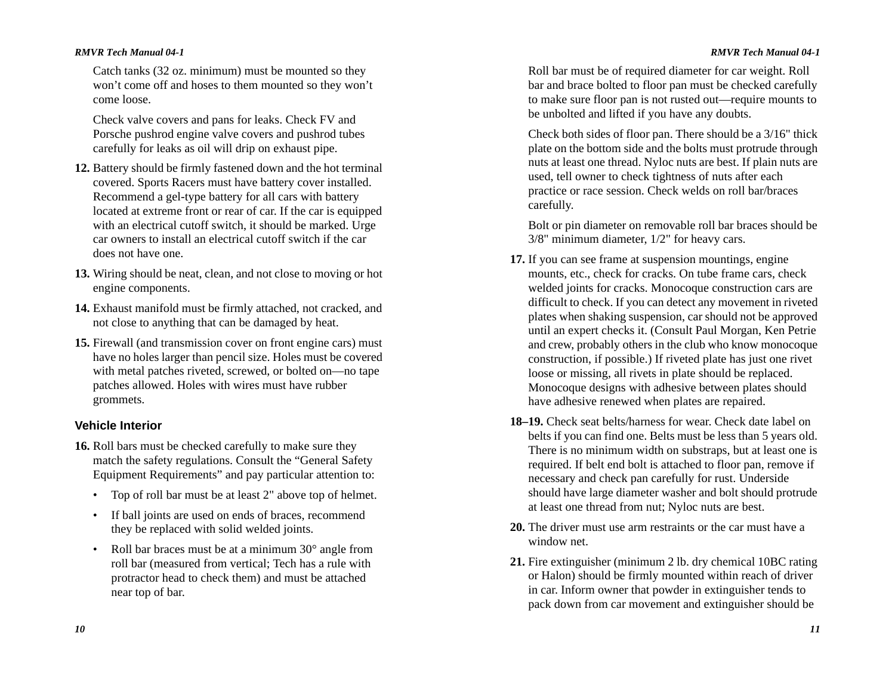Catch tanks (32 oz. minimum) must be mounted so they won't come off and hoses to them mounted so they won't come loose.

Check valve covers and pans for leaks. Check FV and Porsche pushrod engine valve covers and pushrod tubes carefully for leaks as oil will drip on exhaust pipe.

**12.** Battery should be firmly fastened down and the hot terminal covered. Sports Racers must have battery cover installed. Recommend a gel-type battery for all cars with battery located at extreme front or rear of car. If the car is equipped with an electrical cutoff switch, it should be marked. Urge car owners to install an electrical cutoff switch if the car does not have one.

**13.** Wiring should be neat, clean, and not close to moving or hot engine components.

**14.** Exhaust manifold must be firmly attached, not cracked, and not close to anything that can be damaged by heat.

**15.** Firewall (and transmission cover on front engine cars) must have no holes larger than pencil size. Holes must be covered with metal patches riveted, screwed, or bolted on—no tape patches allowed. Holes with wires must have rubber grommets.

### Vehicle Interior

**16.** Roll bars must be checked carefully to make sure they match the safety regulations. Consult the "General Safety Equipment Requirements" and pay particular attention to:

- Top of roll bar must be at least 2" above top of helmet.
- If ball joints are used on ends of braces, recommend they be replaced with solid welded joints.
- Roll bar braces must be at a minimum 30° angle from roll bar (measured from vertical; Tech has a rule with protractor head to check them) and must be attached near top of bar.

Roll bar must be of required diameter for car weight. Roll bar and brace bolted to floor pan must be checked carefully to make sure floor pan is not rusted out—require mounts to be unbolted and lifted if you have any doubts.

Check both sides of floor pan. There should be a 3/16" thick plate on the bottom side and the bolts must protrude through nuts at least one thread. Nyloc nuts are best. If plain nuts are used, tell owner to check tightness of nuts after each practice or race session. Check welds on roll bar/braces carefully.

Bolt or pin diameter on removable roll bar braces should be 3/8" minimum diameter, 1/2" for heavy cars.

**17.** If you can see frame at suspension mountings, engine mounts, etc., check for cracks. On tube frame cars, check welded joints for cracks. Monocoque construction cars are difficult to check. If you can detect any movement in riveted plates when shaking suspension, car should not be approved until an expert checks it. (Consult Paul Morgan, Ken Petrie and crew, probably others in the club who know monocoque construction, if possible.) If riveted plate has just one rivet loose or missing, all rivets in plate should be replaced. Monocoque designs with adhesive between plates should have adhesive renewed when plates are repaired.

**18–19.** Check seat belts/harness for wear. Check date label on belts if you can find one. Belts must be less than 5 years old. There is no minimum width on substraps, but at least one is required. If belt end bolt is attached to floor pan, remove if necessary and check pan carefully for rust. Underside should have large diameter washer and bolt should protrude at least one thread from nut; Nyloc nuts are best.

**20.** The driver must use arm restraints or the car must have a window net.

**21.** Fire extinguisher (minimum 2 lb. dry chemical 10BC rating or Halon) should be firmly mounted within reach of driver in car. Inform owner that powder in extinguisher tends to pack down from car movement and extinguisher should be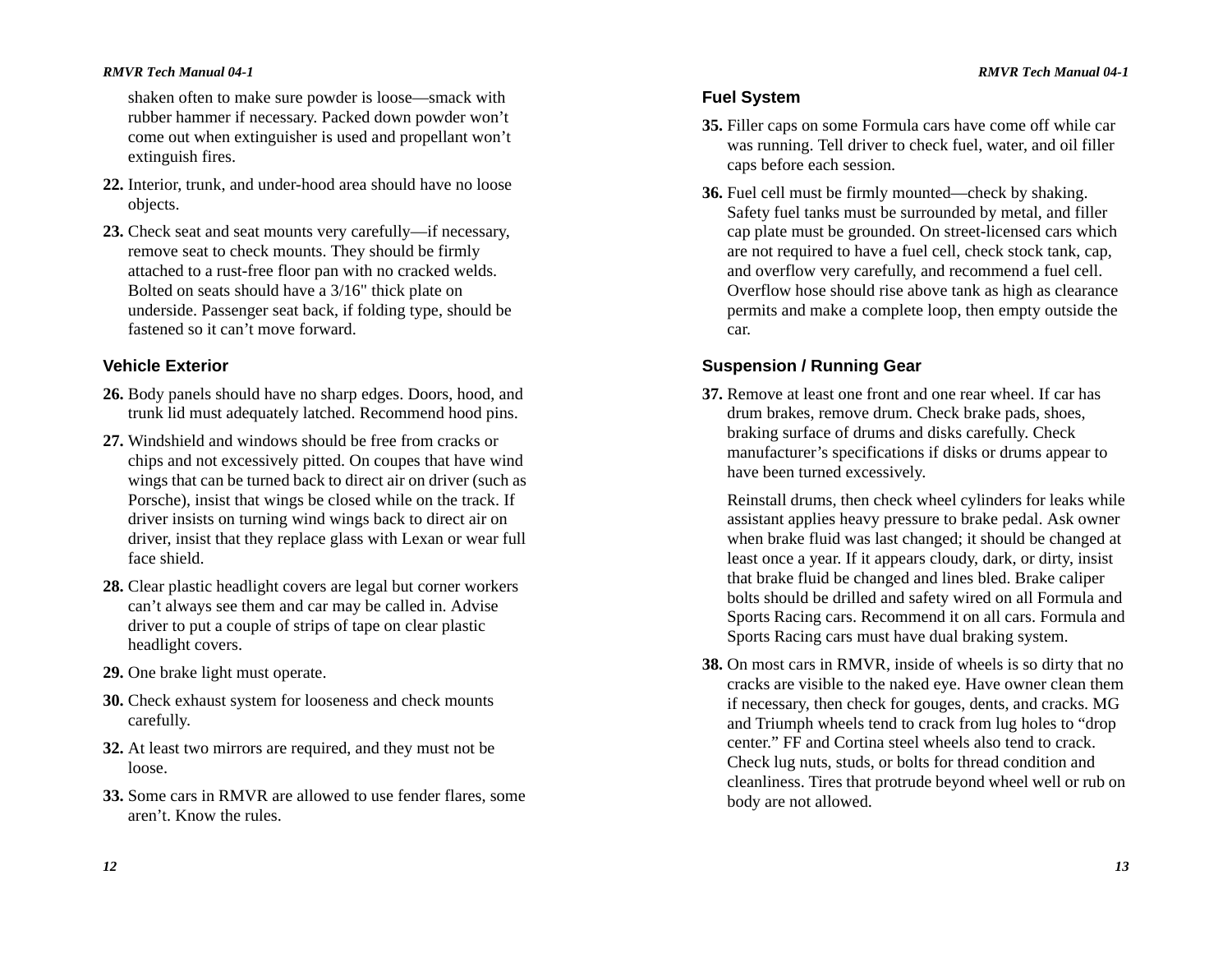shaken often to make sure powder is loose—smack with rubber hammer if necessary. Packed down powder won't come out when extinguisher is used and propellant won't extinguish fires.

**22.** Interior, trunk, and under-hood area should have no loose objects.

**23.** Check seat and seat mounts very carefully—if necessary, remove seat to check mounts. They should be firmly attached to a rust-free floor pan with no cracked welds. Bolted on seats should have a 3/16" thick plate on underside. Passenger seat back, if folding type, should be fastened so it can't move forward.

### Vehicle Exterior

**26.** Body panels should have no sharp edges. Doors, hood, and trunk lid must adequately latched. Recommend hood pins.

**27.** Windshield and windows should be free from cracks or chips and not excessively pitted. On coupes that have wind wings that can be turned back to direct air on driver (such as Porsche), insist that wings be closed while on the track. If driver insists on turning wind wings back to direct air on driver, insist that they replace glass with Lexan or wear full face shield.

**28.** Clear plastic headlight covers are legal but corner workers can't always see them and car may be called in. Advise driver to put a couple of strips of tape on clear plastic headlight covers.

**29.** One brake light must operate.

**30.** Check exhaust system for looseness and check mounts carefully.

**32.** At least two mirrors are required, and they must not be loose.

**33.** Some cars in RMVR are allowed to use fender flares, some aren't. Know the rules.

### Fuel System

**35.** Filler caps on some Formula cars have come off while car was running. Tell driver to check fuel, water, and oil filler caps before each session.

**36.** Fuel cell must be firmly mounted—check by shaking. Safety fuel tanks must be surrounded by metal, and filler cap plate must be grounded. On street-licensed cars which are not required to have a fuel cell, check stock tank, cap, and overflow very carefully, and recommend a fuel cell. Overflow hose should rise above tank as high as clearance permits and make a complete loop, then empty outside the car.

### Suspension / Running Gear

**37.** Remove at least one front and one rear wheel. If car has drum brakes, remove drum. Check brake pads, shoes, braking surface of drums and disks carefully. Check manufacturer's specifications if disks or drums appear to have been turned excessively.

Reinstall drums, then check wheel cylinders for leaks while assistant applies heavy pressure to brake pedal. Ask owner when brake fluid was last changed; it should be changed at least once a year. If it appears cloudy, dark, or dirty, insist that brake fluid be changed and lines bled. Brake caliper bolts should be drilled and safety wired on all Formula and Sports Racing cars. Recommend it on all cars. Formula and Sports Racing cars must have dual braking system.

**38.** On most cars in RMVR, inside of wheels is so dirty that no cracks are visible to the naked eye. Have owner clean them if necessary, then check for gouges, dents, and cracks. MG and Triumph wheels tend to crack from lug holes to "drop center." FF and Cortina steel wheels also tend to crack. Check lug nuts, studs, or bolts for thread condition and cleanliness. Tires that protrude beyond wheel well or rub on body are not allowed.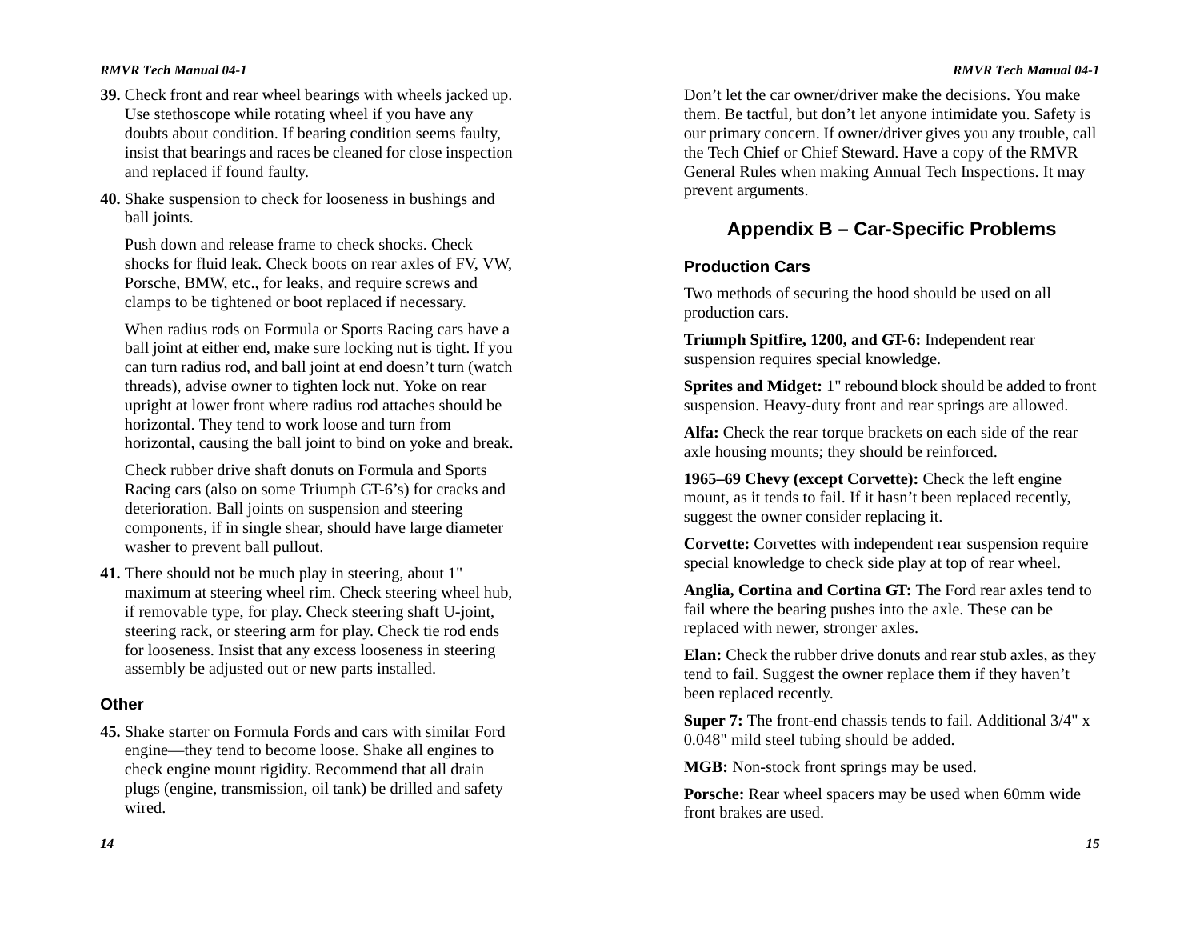**39.** Check front and rear wheel bearings with wheels jacked up. Use stethoscope while rotating wheel if you have any doubts about condition. If bearing condition seems faulty, insist that bearings and races be cleaned for close inspection and replaced if found faulty.

**40.** Shake suspension to check for looseness in bushings and ball joints.

Push down and release frame to check shocks. Check shocks for fluid leak. Check boots on rear axles of FV, VW, Porsche, BMW, etc., for leaks, and require screws and clamps to be tightened or boot replaced if necessary.

When radius rods on Formula or Sports Racing cars have a ball joint at either end, make sure locking nut is tight. If you can turn radius rod, and ball joint at end doesn't turn (watch threads), advise owner to tighten lock nut. Yoke on rear upright at lower front where radius rod attaches should be horizontal. They tend to work loose and turn from horizontal, causing the ball joint to bind on yoke and break.

Check rubber drive shaft donuts on Formula and Sports Racing cars (also on some Triumph GT-6's) for cracks and deterioration. Ball joints on suspension and steering components, if in single shear, should have large diameter washer to prevent ball pullout.

**41.** There should not be much play in steering, about 1" maximum at steering wheel rim. Check steering wheel hub, if removable type, for play. Check steering shaft U-joint, steering rack, or steering arm for play. Check tie rod ends for looseness. Insist that any excess looseness in steering assembly be adjusted out or new parts installed.

### Other

**45.** Shake starter on Formula Fords and cars with similar Ford engine—they tend to become loose. Shake all engines to check engine mount rigidity. Recommend that all drain plugs (engine, transmission, oil tank) be drilled and safety wired.

Don't let the car owner/driver make the decisions. You make them. Be tactful, but don't let anyone intimidate you. Safety is our primary concern. If owner/driver gives you any trouble, call the Tech Chief or Chief Steward. Have a copy of the RMVR General Rules when making Annual Tech Inspections. It may prevent arguments.

## Appendix B – Car-Specific Problems

### Production Cars

Two methods of securing the hood should be used on all production cars.

**Triumph Spitfire, 1200, and GT-6:** Independent rear suspension requires special knowledge.

**Sprites and Midget:** 1" rebound block should be added to front suspension. Heavy-duty front and rear springs are allowed.

**Alfa:** Check the rear torque brackets on each side of the rear axle housing mounts; they should be reinforced.

**1965–69 Chevy (except Corvette):** Check the left engine mount, as it tends to fail. If it hasn't been replaced recently, suggest the owner consider replacing it.

**Corvette:** Corvettes with independent rear suspension require special knowledge to check side play at top of rear wheel.

**Anglia, Cortina and Cortina GT:** The Ford rear axles tend to fail where the bearing pushes into the axle. These can be replaced with newer, stronger axles.

**Elan:** Check the rubber drive donuts and rear stub axles, as they tend to fail. Suggest the owner replace them if they haven't been replaced recently.

**Super 7:** The front-end chassis tends to fail. Additional 3/4" x 0.048" mild steel tubing should be added.

**MGB:** Non-stock front springs may be used.

**Porsche:** Rear wheel spacers may be used when 60mm wide front brakes are used.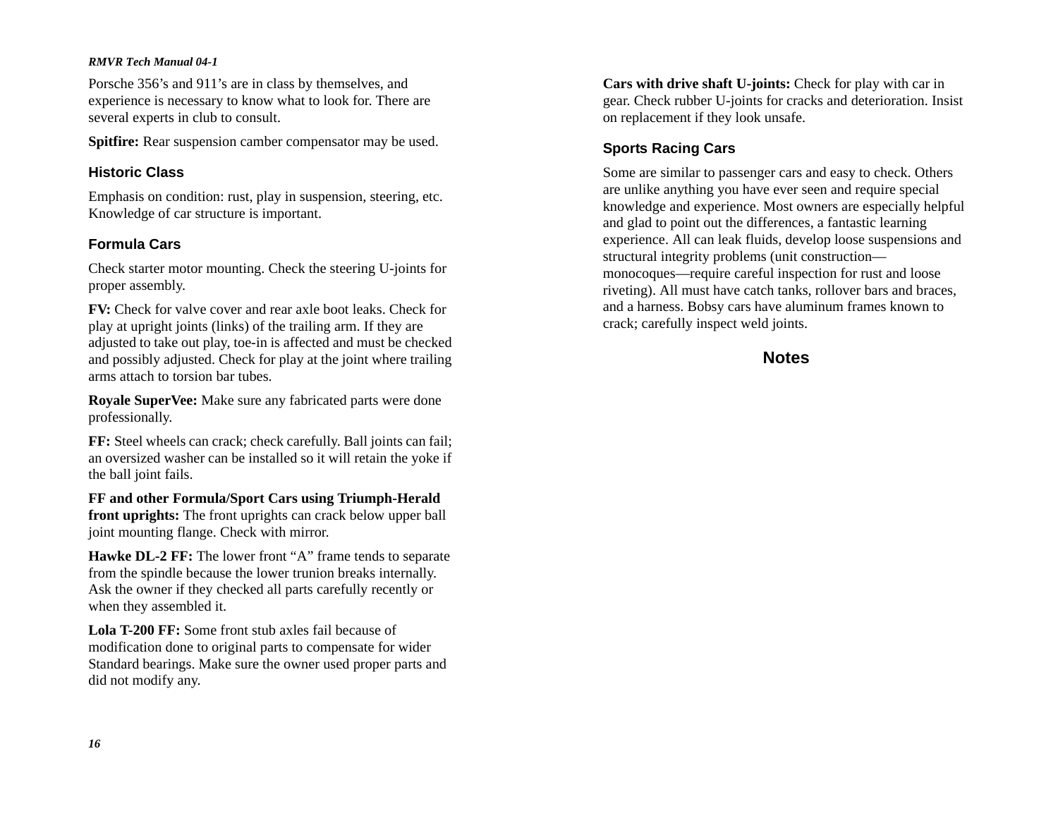Porsche 356’s and 911’s are in class by themselves, and experience is necessary to know what to look for. There are several experts in club to consult.

**Spitfire:** Rear suspension camber compensator may be used.

## Historic Class

Emphasis on condition: rust, play in suspension, steering, etc. Knowledge of car structure is important.

## Formula Cars

Check starter motor mounting. Check the steering U-joints for proper assembly.

**FV:** Check for valve cover and rear axle boot leaks. Check for play at upright joints (links) of the trailing arm. If they are adjusted to take out play, toe-in is affected and must be checked and possibly adjusted. Check for play at the joint where trailing arms attach to torsion bar tubes.

**Royale SuperVee:** Make sure any fabricated parts were done professionally.

**FF:** Steel wheels can crack; check carefully. Ball joints can fail; an oversized washer can be installed so it will retain the yoke if the ball joint fails.

**FF and other Formula/Sport Cars using Triumph-Herald front uprights:** The front uprights can crack below upper ball joint mounting flange. Check with mirror.

**Hawke DL-2 FF:** The lower front “A” frame tends to separate from the spindle because the lower trunion breaks internally. Ask the owner if they checked all parts carefully recently or when they assembled it.

**Lola T-200 FF:** Some front stub axles fail because of modification done to original parts to compensate for wider Standard bearings. Make sure the owner used proper parts and did not modify any.

**Cars with drive shaft U-joints:** Check for play with car in gear. Check rubber U-joints for cracks and deterioration. Insist on replacement if they look unsafe.

## Sports Racing Cars

Some are similar to passenger cars and easy to check. Others are unlike anything you have ever seen and require special knowledge and experience. Most owners are especially helpful and glad to point out the differences, a fantastic learning experience. All can leak fluids, develop loose suspensions and structural integrity problems (unit construction—monocoques—require careful inspection for rust and loose riveting). All must have catch tanks, rollover bars and braces, and a harness. Bobsy cars have aluminum frames known to crack; carefully inspect weld joints.

## Notes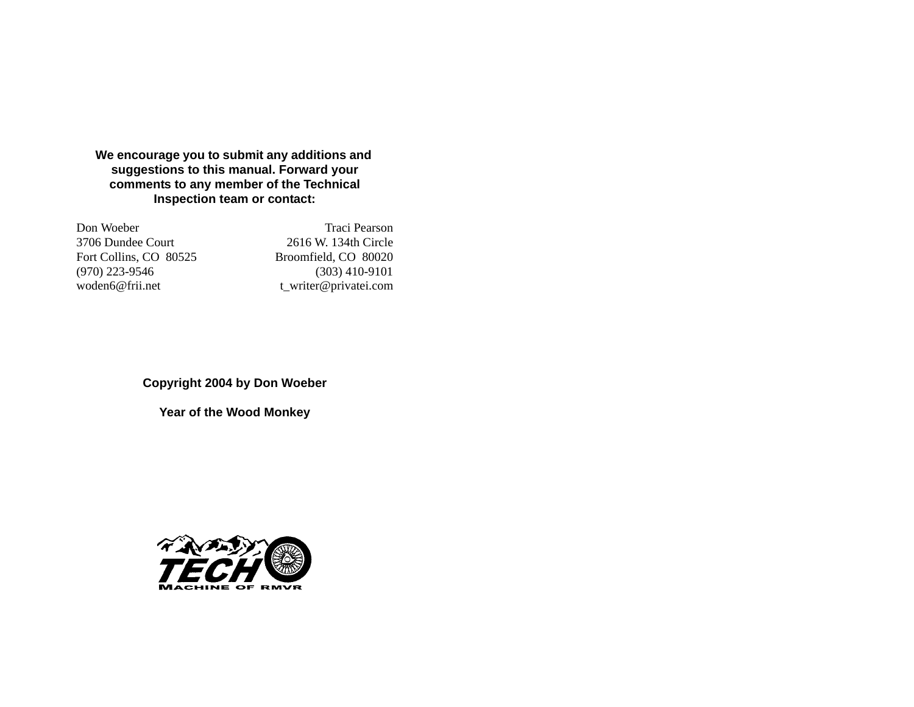**We encourage you to submit any additions and suggestions to this manual. Forward your comments to any member of the Technical Inspection team or contact:**

Don Woeber
3706 Dundee Court
Fort Collins, CO 80525
(970) 223-9546
woden6@frii.net

Traci Pearson
2616 W. 134th Circle
Broomfield, CO 80020
(303) 410-9101
t_writer@privatei.com

**Copyright 2004 by Don Woeber**

**Year of the Wood Monkey**

TECH
MACHINE OF RMVR